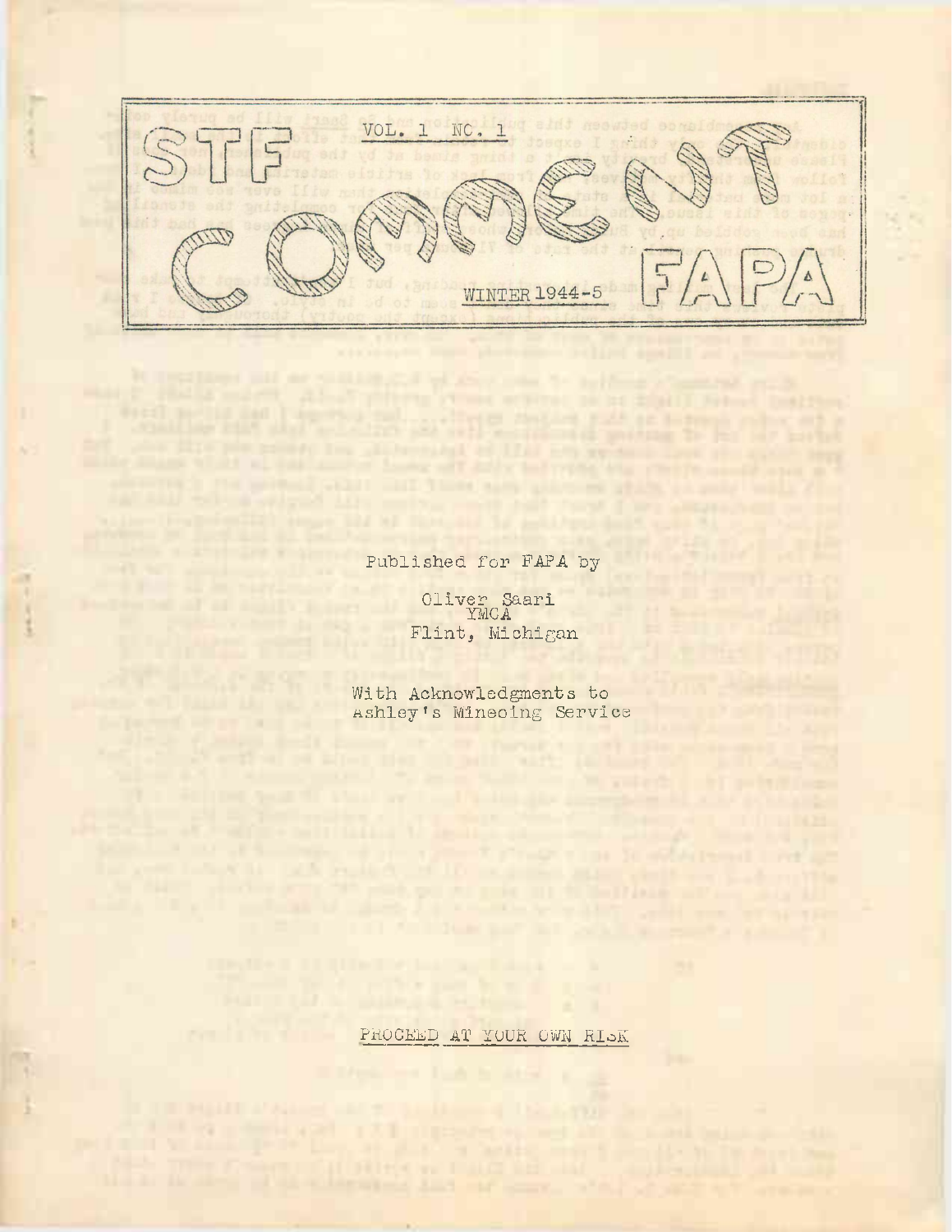# STF CONCEPT FAPA

VOL. 1 NO. 1

WINTER 1944-5

Published for FAPA by

Oliver Saari
YMCA
Flint, Michigan

With Acknowledgments to
Ashley's Mineoing Service

PROCEED AT YOUR OWN RISK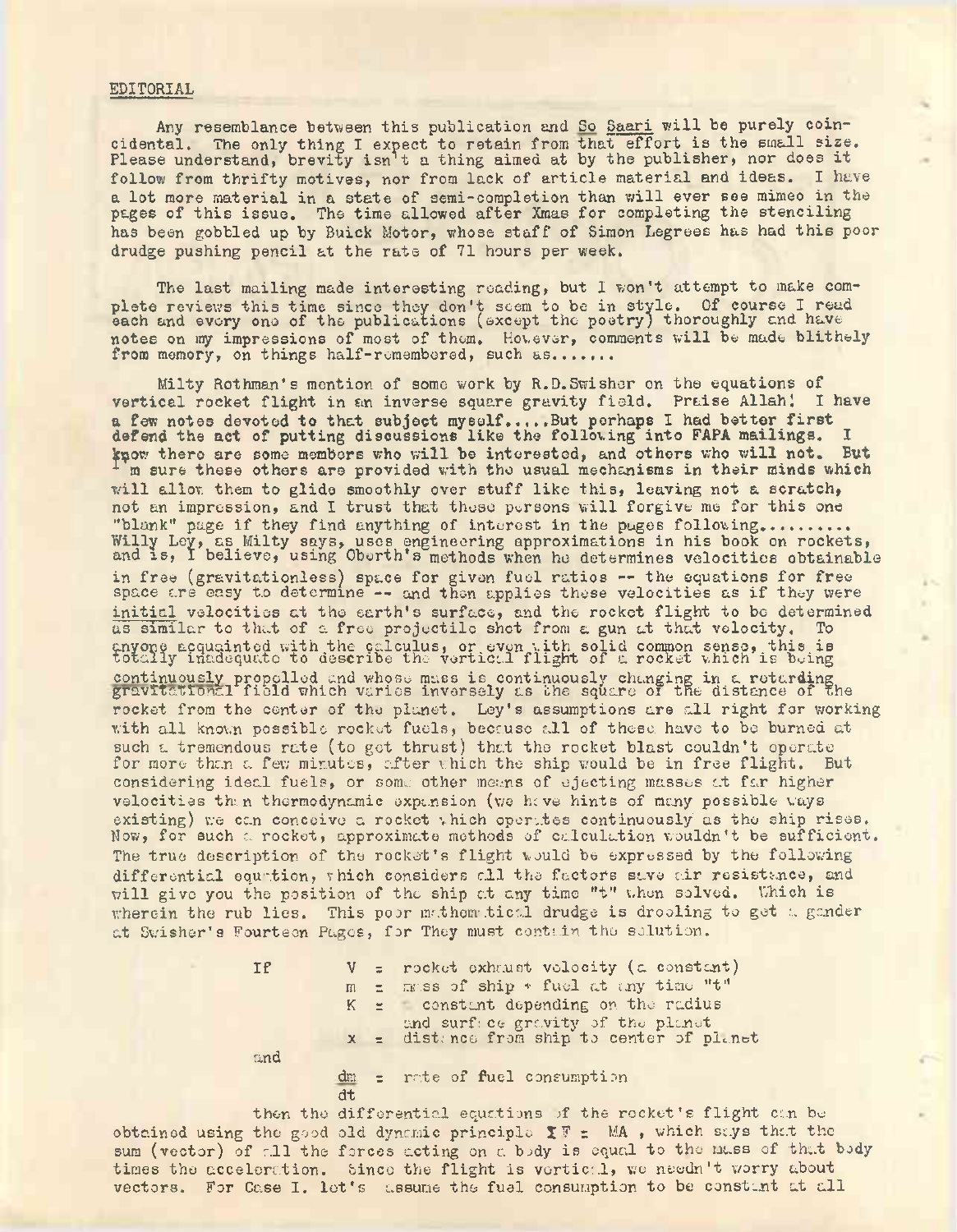EDITORIAL

Any resemblance between this publication and So Saari will be purely coincidental. The only thing I expect to retain from that effort is the small size. Please understand, brevity isn't a thing aimed at by the publisher, nor does it follow from thrifty motives, nor from lack of article material and ideas. I have a lot more material in a state of semi-completion than will ever see mimeo in the pages of this issue. The time allowed after Xmas for completing the stenciling has been gobbled up by Buick Motor, whose staff of Simon Legrees has had this poor drudge pushing pencil at the rate of 71 hours per week.

The last mailing made interesting reading, but I won't attempt to make complete reviews this time since they don't seem to be in style. Of course I read each and every one of the publications (except the poetry) thoroughly and have notes on my impressions of most of them. However, comments will be made blithely from memory, on things half-remembered, such as.......

Milty Rothman's mention of some work by R.D.Swisher on the equations of vertical rocket flight in an inverse square gravity field. Praise Allah! I have a few notes devoted to that subject myself.....But perhaps I had better first defend the act of putting discussions like the following into FAPA mailings. I know there are some members who will be interested, and others who will not. But I'm sure these others are provided with the usual mechanisms in their minds which will allow them to glide smoothly over stuff like this, leaving not a scratch, not an impression, and I trust that these persons will forgive me for this one "blank" page if they find anything of interest in the pages following......... Willy Ley, as Milty says, uses engineering approximations in his book on rockets, and is, I believe, using Oberth's methods when he determines velocities obtainable in free (gravitationless) space for given fuel ratios -- the equations for free space are easy to determine -- and then applies these velocities as if they were initial velocities at the earth's surface, and the rocket flight to be determined as similar to that of a free projectile shot from a gun at that velocity. To anyone acquainted with the calculus, or even with solid common sense, this is totally inadequate to describe the vertical flight of a rocket which is being continuously propelled and whose mass is continuously changing in a retarding gravitational field which varies inversely as the square of the distance of the rocket from the center of the planet. Ley's assumptions are all right for working with all known possible rocket fuels, because all of these have to be burned at such a tremendous rate (to get thrust) that the rocket blast couldn't operate for more than a few minutes, after which the ship would be in free flight. But considering ideal fuels, or some other means of ejecting masses at far higher velocities than thermodynamic expansion (we have hints of many possible ways existing) we can conceive a rocket which operates continuously as the ship rises. Now, for such a rocket, approximate methods of calculation wouldn't be sufficient. The true description of the rocket's flight would be expressed by the following differential equation, which considers all the factors save air resistance, and will give you the position of the ship at any time "t" when solved. Which is wherein the rub lies. This poor mathematical drudge is drooling to get a gander at Swisher's Fourteen Pages, for They must contain the solution.

If
- $V$ = rocket exhaust velocity (a constant)
- $m$ = mass of ship + fuel at any time "t"
- $K$ = constant depending on the radius and surface gravity of the planet
- $x$ = distance from ship to center of planet

and
- $\frac{dm}{dt}$ = rate of fuel consumption

then the differential equations of the rocket's flight can be obtained using the good old dynamic principle $\Sigma F = MA$ , which says that the sum (vector) of all the forces acting on a body is equal to the mass of that body times the acceleration. Since the flight is vertical, we needn't worry about vectors. For Case I. let's assume the fuel consumption to be constant at all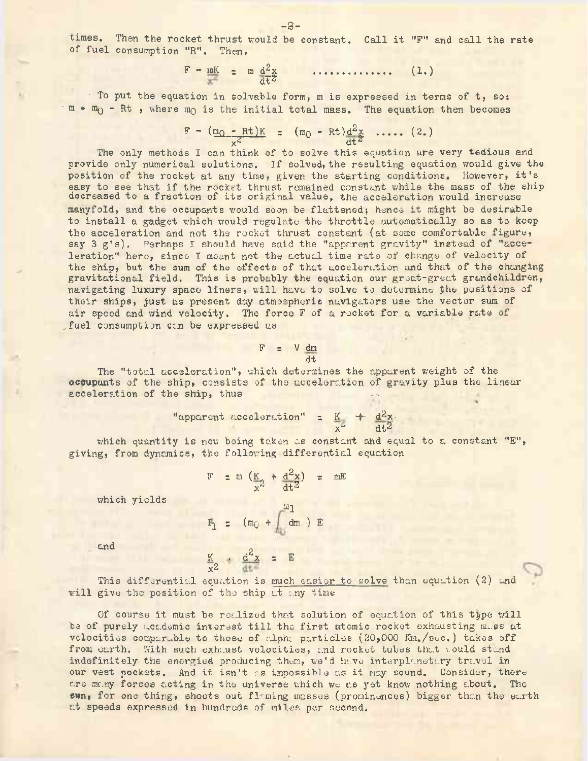times. Then the rocket thrust would be constant. Call it "F" and call the rate of fuel consumption "R". Then,

$$F - \frac{mK}{x^2} = m\frac{d^2x}{dt^2} \quad \ldots\ldots\ldots\ldots\ldots \quad (1.)$$

To put the equation in solvable form, m is expressed in terms of t, so: $m = m_0 - Rt$ , where $m_0$ is the initial total mass. The equation then becomes

$$F - \frac{(m_0 - Rt)K}{x^2} = (m_0 - Rt)\frac{d^2x}{dt^2} \quad \ldots\ldots \quad (2.)$$

The only methods I can think of to solve this equation are very tedious and provide only numerical solutions. If solved, the resulting equation would give the position of the rocket at any time, given the starting conditions. However, it's easy to see that if the rocket thrust remained constant while the mass of the ship decreased to a fraction of its original value, the acceleration would increase manyfold, and the occupants would soon be flattened; hence it might be desirable to install a gadget which would regulate the throttle automatically so as to keep the acceleration and not the rocket thrust constant (at some comfortable figure, say 3 g's). Perhaps I should have said the "apparent gravity" instead of "acceleration" here, since I meant not the actual time rate of change of velocity of the ship, but the sum of the effects of that acceleration and that of the changing gravitational field. This is probably the equation our great-great grandchildren, navigating luxury space liners, will have to solve to determine the positions of their ships, just as present day atmospheric navigators use the vector sum of air speed and wind velocity. The force F of a rocket for a variable rate of fuel consumption can be expressed as

$$F = V\frac{dm}{dt}$$

The "total acceleration", which determines the apparent weight of the occupants of the ship, consists of the acceleration of gravity plus the linear acceleration of the ship, thus

$$\text{"apparent acceleration"} = \frac{K}{x^2} + \frac{d^2x}{dt^2}$$

which quantity is now being taken as constant and equal to a constant "E", giving, from dynamics, the following differential equation

$$F = m\left(\frac{K}{x^2} + \frac{d^2x}{dt^2}\right) = mE$$

which yields

$$F_1 = \left(m_0 + \int_{m_0}^{m_1} dm\right)E$$

and

$$\frac{K}{x^2} + \frac{d^2x}{dt^2} = E$$

This differential equation is <u>much easier to solve</u> than equation (2) and will give the position of the ship at any time

Of course it must be realized that solution of equation of this type will be of purely academic interest till the first atomic rocket exhausting mass at velocities comparable to those of alpha particles (20,000 Km./sec.) takes off from earth. With such exhaust velocities, and rocket tubes that would stand indefinitely the energies producing them, we'd have interplanetary travel in our vest pockets. And it isn't as impossible as it may sound. Consider, there are many forces acting in the universe which we as yet know nothing about. The sun, for one thing, shoots out flaming masses (prominences) bigger than the earth at speeds expressed in hundreds of miles per second.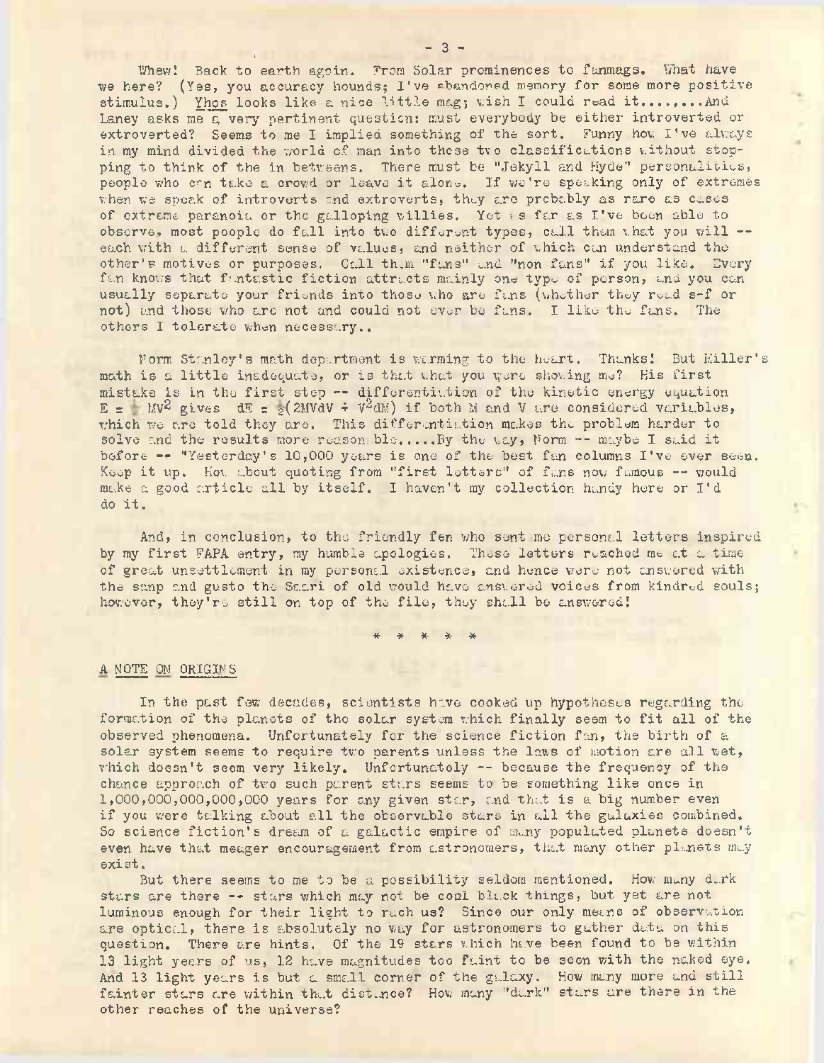Whew! Back to earth again. From Solar prominences to fanmags. What have we here? (Yes, you accuracy hounds; I've abandoned memory for some more positive stimulus.) Yhos looks like a nice little mag; wish I could read it........And Laney asks me a very pertinent question: must everybody be either introverted or extroverted? Seems to me I implied something of the sort. Funny how I've always in my mind divided the world of man into these two classifications without stopping to think of the in betweens. There must be "Jekyll and Hyde" personalities, people who can take a crowd or leave it alone. If we're speaking only of extremes when we speak of introverts and extroverts, they are probably as rare as cases of extreme paranoia or the galloping willies. Yet as far as I've been able to observe, most people do fall into two different types, call them what you will -- each with a different sense of values, and neither of which can understand the other's motives or purposes. Call them "fans" and "non fans" if you like. Every fan knows that fantastic fiction attracts mainly one type of person, and you can usually separate your friends into those who are fans (whether they read s-f or not) and those who are not and could not ever be fans. I like the fans. The others I tolerate when necessary..

Norm Stanley's math department is warming to the heart. Thanks! But Miller's math is a little inadequate, or is that what you were showing me? His first mistake is in the first step -- differentiation of the kinetic energy equation $E = \frac{1}{2} MV^2$ gives $dE = \frac{1}{2}(2MVdV + V^2dM)$ if both M and V are considered variables, which we are told they are. This differentiation makes the problem harder to solve and the results more reasonable.....By the way, Norm -- maybe I said it before -- "Yesterday's 10,000 years is one of the best fan columns I've ever seen. Keep it up. How about quoting from "first letters" of fans now famous -- would make a good article all by itself. I haven't my collection handy here or I'd do it.

And, in conclusion, to the friendly fen who sent me personal letters inspired by my first FAPA entry, my humble apologies. These letters reached me at a time of great unsettlement in my personal existence, and hence were not answered with the snap and gusto the Saari of old would have answered voices from kindred souls; however, they're still on top of the file, they shall be answered!

\* \* \* \* \*

## A NOTE ON ORIGINS

In the past few decades, scientists have cooked up hypotheses regarding the formation of the planets of the solar system which finally seem to fit all of the observed phenomena. Unfortunately for the science fiction fan, the birth of a solar system seems to require two parents unless the laws of motion are all wet, which doesn't seem very likely. Unfortunately -- because the frequency of the chance approach of two such parent stars seems to be something like once in 1,000,000,000,000,000 years for any given star, and that is a big number even if you were talking about all the observable stars in all the galaxies combined. So science fiction's dream of a galactic empire of many populated planets doesn't even have that meager encouragement from astronomers, that many other planets may exist.

But there seems to me to be a possibility seldom mentioned. How many dark stars are there -- stars which may not be coal black things, but yet are not luminous enough for their light to reach us? Since our only means of observation are optical, there is absolutely no way for astronomers to gather data on this question. There are hints. Of the 19 stars which have been found to be within 13 light years of us, 12 have magnitudes too faint to be seen with the naked eye. And 13 light years is but a small corner of the galaxy. How many more and still fainter stars are within that distance? How many "dark" stars are there in the other reaches of the universe?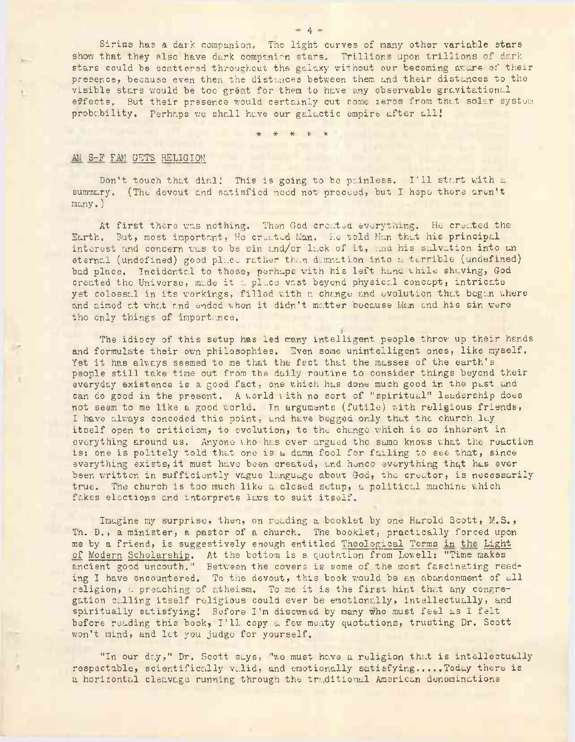Sirius has a dark companion. The light curves of many other variable stars show that they also have dark companion stars. Trillions upon trillions of dark stars could be scattered throughout the galaxy without our becoming aware of their presence, because even then the distances between them and their distances to the visible stars would be too great for them to have any observable gravitational effects. But their presence would certainly cut some zeros from that solar system probability. Perhaps we shall have our galactic empire after all!

\* \* \* \* \*

## AN S-F FAN GETS RELIGION

Don't touch that dial! This is going to be painless. I'll start with a summary. (The devout and satisfied need not proceed, but I hope there aren't many.)

At first there was nothing. Then God created everything. He created the Earth. But, most important, He created Man. He told Man that his principal interest and concern was to be sin and/or lack of it, and his salvation into an eternal (undefined) good place rather than damnation into a terrible (undefined) bad place. Incidental to those, perhaps with his left hand while shaving, God created the Universe, made it a place vast beyond physical concept, intricate yet colossal in its workings, filled with a change and evolution that began where and aimed at what and ended when it didn't matter because Man and his sin were the only things of importance.

The idiocy of this setup has led many intelligent people throw up their hands and formulate their own philosophies. Even some unintelligent ones, like myself. Yet it has always seemed to me that the fact that the masses of the earth's people still take time out from the daily routine to consider things beyond their everyday existence is a good fact, one which has done much good in the past and can do good in the present. A world with no sort of "spiritual" leadership does not seem to me like a good world. In arguments (futile) with religious friends, I have always conceded this point, and have begged only that the church lay itself open to criticism, to evolution, to the change which is so inherent in everything around us. Anyone who has ever argued the same knows what the reaction is: one is politely told that one is a damn fool for failing to see that, since everything exists, it must have been created, and hence everything that has ever been written in sufficiently vague language about God, the creator, is necessarily true. The church is too much like a closed setup, a political machine which fakes elections and interprets laws to suit itself.

Imagine my surprise, then, on reading a booklet by one Harold Scott, M.S., Th. D., a minister, a pastor of a church. The booklet, practically forced upon me by a friend, is suggestively enough entitled <u>Theological Terms in the Light of Modern Scholarship</u>. At the bottom is a quotation from Lowell: "Time makes ancient good uncouth." Between the covers is some of the most fascinating reading I have encountered. To the devout, this book would be an abandonment of all religion, a preaching of atheism. To me it is the first hint that any congregation calling itself religious could ever be emotionally, intellectually, and spiritually satisfying! Before I'm disowned by many who must feel as I felt before reading this book, I'll copy a few meaty quotations, trusting Dr. Scott won't mind, and let you judge for yourself.

"In our day," Dr. Scott says, "we must have a religion that is intellectually respectable, scientifically valid, and emotionally satisfying.....Today there is a horizontal cleavage running through the traditional American denominations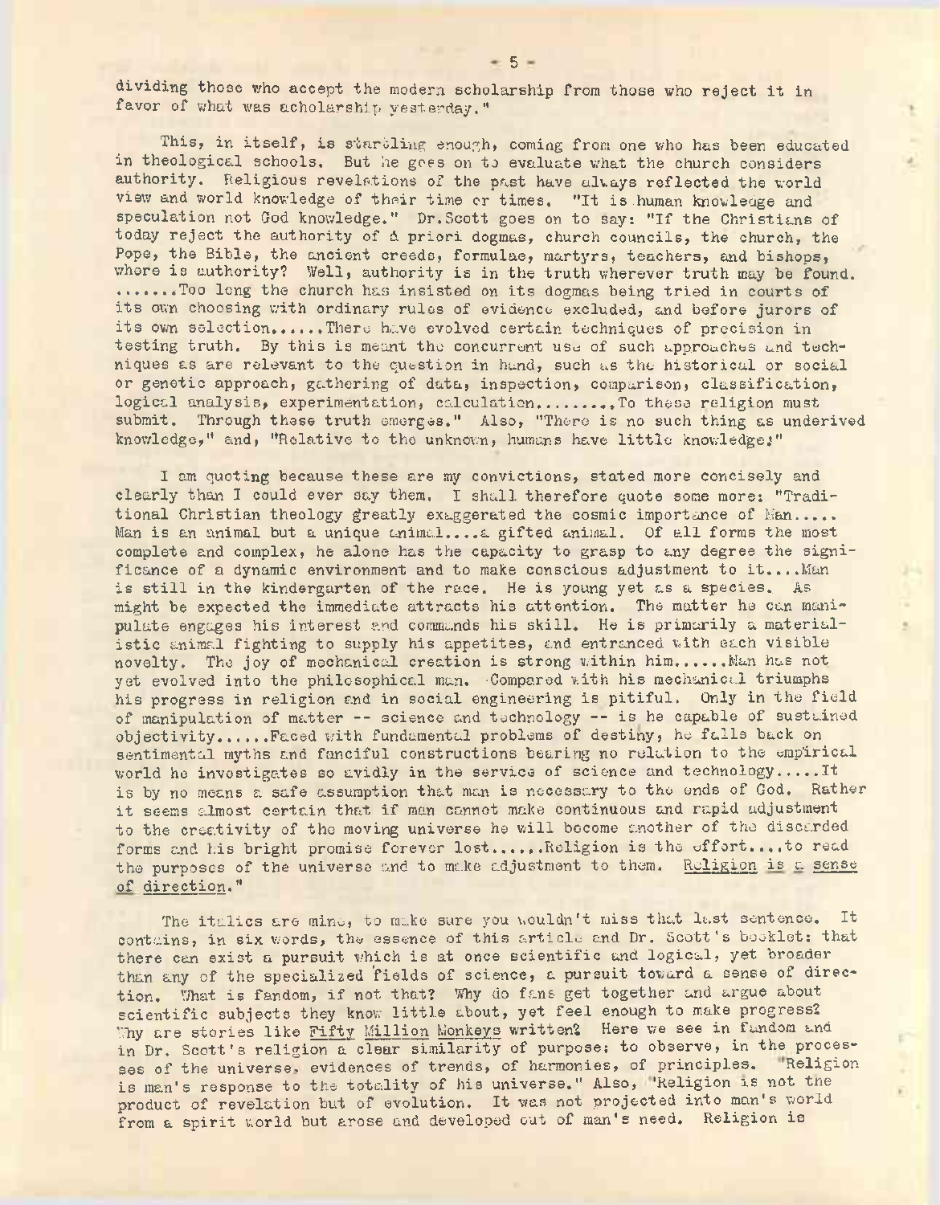dividing those who accept the modern scholarship from those who reject it in favor of what was scholarship yesterday."

This, in itself, is startling enough, coming from one who has been educated in theological schools. But he goes on to evaluate what the church considers authority. Religious revelations of the past have always reflected the world view and world knowledge of their time or times. "It is human knowledge and speculation not God knowledge." Dr. Scott goes on to say: "If the Christians of today reject the authority of a priori dogmas, church councils, the church, the Pope, the Bible, the ancient creeds, formulae, martyrs, teachers, and bishops, where is authority? Well, authority is in the truth wherever truth may be found. .......Too long the church has insisted on its dogmas being tried in courts of its own choosing with ordinary rules of evidence excluded, and before jurors of its own selection......There have evolved certain techniques of precision in testing truth. By this is meant the concurrent use of such approaches and techniques as are relevant to the question in hand, such as the historical or social or genetic approach, gathering of data, inspection, comparison, classification, logical analysis, experimentation, calculation........To these religion must submit. Through these truth emerges." Also, "There is no such thing as underived knowledge," and, "Relative to the unknown, humans have little knowledge;"

I am quoting because these are my convictions, stated more concisely and clearly than I could ever say them. I shall therefore quote some more: "Traditional Christian theology greatly exaggerated the cosmic importance of Man..... Man is an animal but a unique animal....a gifted animal. Of all forms the most complete and complex, he alone has the capacity to grasp to any degree the significance of a dynamic environment and to make conscious adjustment to it....Man is still in the kindergarten of the race. He is young yet as a species. As might be expected the immediate attracts his attention. The matter he can manipulate engages his interest and commands his skill. He is primarily a materialistic animal fighting to supply his appetites, and entranced with each visible novelty. The joy of mechanical creation is strong within him......Man has not yet evolved into the philosophical man. Compared with his mechanical triumphs his progress in religion and in social engineering is pitiful. Only in the field of manipulation of matter -- science and technology -- is he capable of sustained objectivity......Faced with fundamental problems of destiny, he falls back on sentimental myths and fanciful constructions bearing no relation to the empirical world he investigates so avidly in the service of science and technology.....It is by no means a safe assumption that man is necessary to the ends of God. Rather it seems almost certain that if man cannot make continuous and rapid adjustment to the creativity of the moving universe he will become another of the discarded forms and his bright promise forever lost......Religion is the effort....to read the purposes of the universe and to make adjustment to them. _Religion is a sense of direction._"

The italics are mine, to make sure you wouldn't miss that last sentence. It contains, in six words, the essence of this article and Dr. Scott's booklet: that there can exist a pursuit which is at once scientific and logical, yet broader than any of the specialized fields of science, a pursuit toward a sense of direction. What is fandom, if not that? Why do fans get together and argue about scientific subjects they know little about, yet feel enough to make progress? Why are stories like _Fifty Million Monkeys_ written? Here we see in fandom and in Dr. Scott's religion a clear similarity of purpose: to observe, in the processes of the universe, evidences of trends, of harmonies, of principles. "Religion is man's response to the totality of his universe." Also, "Religion is not the product of revelation but of evolution. It was not projected into man's world from a spirit world but arose and developed out of man's need. Religion is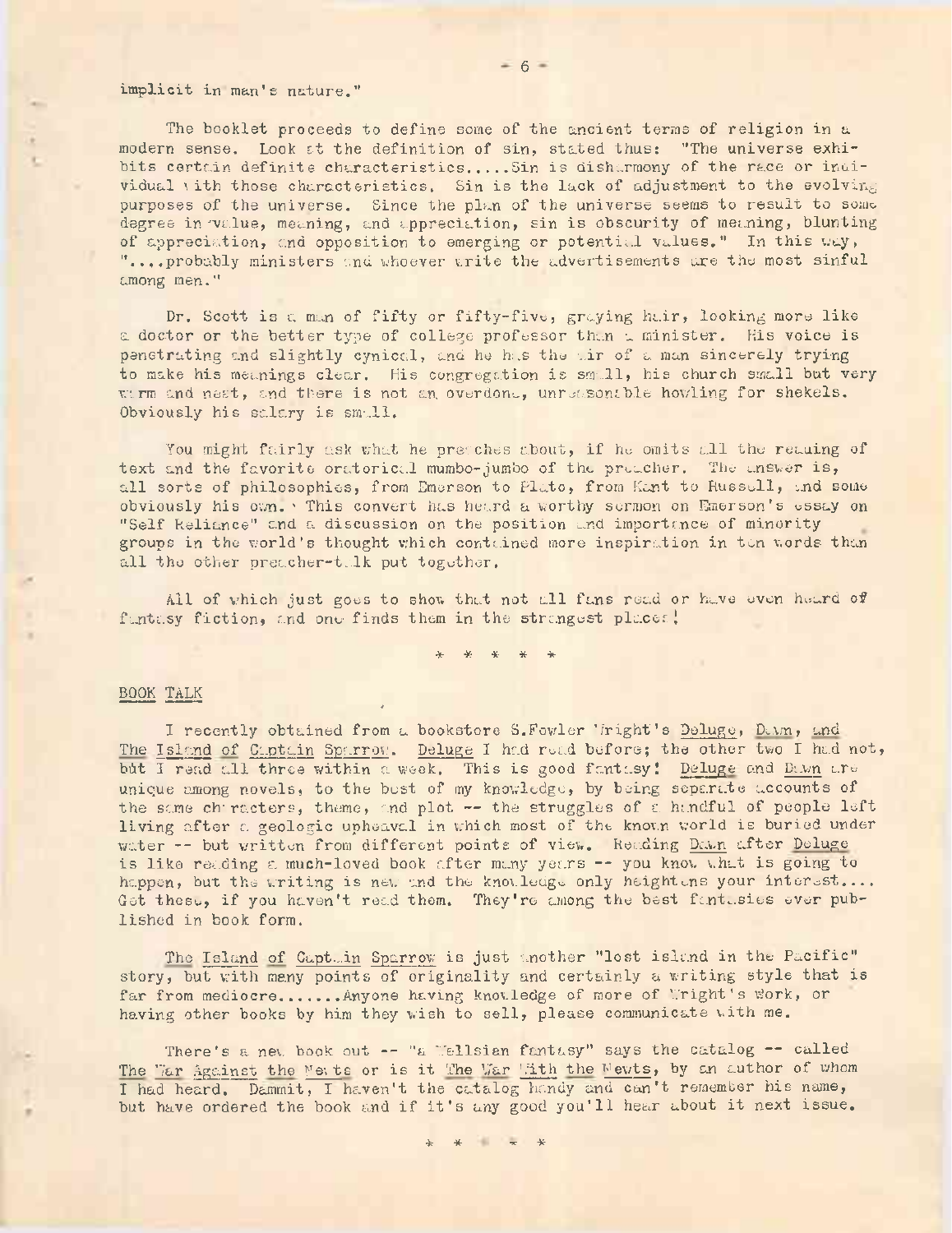implicit in man's nature."

The booklet proceeds to define some of the ancient terms of religion in a modern sense. Look at the definition of sin, stated thus: "The universe exhibits certain definite characteristics.....Sin is disharmony of the race or individual with those characteristics. Sin is the lack of adjustment to the evolving purposes of the universe. Since the plan of the universe seems to result to some degree in value, meaning, and appreciation, sin is obscurity of meaning, blunting of appreciation, and opposition to emerging or potential values." In this way, "....probably ministers and whoever write the advertisements are the most sinful among men."

Dr. Scott is a man of fifty or fifty-five, graying hair, looking more like a doctor or the better type of college professor than a minister. His voice is penetrating and slightly cynical, and he has the air of a man sincerely trying to make his meanings clear. His congregation is small, his church small but very warm and neat, and there is not an overdone, unreasonable howling for shekels. Obviously his salary is small.

You might fairly ask what he preaches about, if he omits all the reading of text and the favorite oratorical mumbo-jumbo of the preacher. The answer is, all sorts of philosophies, from Emerson to Plato, from Kant to Russell, and some obviously his own. This convert has heard a worthy sermon on Emerson's essay on "Self Reliance" and a discussion on the position and importance of minority groups in the world's thought which contained more inspiration in ten words than all the other preacher-talk put together.

All of which just goes to show that not all fans read or have even heard of fantasy fiction, and one finds them in the strangest places!

\* \* \* \* \*

BOOK TALK

I recently obtained from a bookstore S.Fowler Wright's Deluge, Dawn, and The Island of Captain Sparrow. Deluge I had read before; the other two I had not, but I read all three within a week. This is good fantasy! Deluge and Dawn are unique among novels, to the best of my knowledge, by being separate accounts of the same characters, theme, and plot -- the struggles of a handful of people left living after a geologic upheaval in which most of the known world is buried under water -- but written from different points of view. Reading Dawn after Deluge is like reading a much-loved book after many years -- you know what is going to happen, but the writing is new and the knowledge only heightens your interest.... Get these, if you haven't read them. They're among the best fantasies ever published in book form.

The Island of Captain Sparrow is just another "lost island in the Pacific" story, but with many points of originality and certainly a writing style that is far from mediocre.......Anyone having knowledge of more of Wright's work, or having other books by him they wish to sell, please communicate with me.

There's a new book out -- "a Wellsian fantasy" says the catalog -- called The War Against the Newts or is it The War With the Newts, by an author of whom I had heard. Dammit, I haven't the catalog handy and can't remember his name, but have ordered the book and if it's any good you'll hear about it next issue.

\* \* \* \* \*